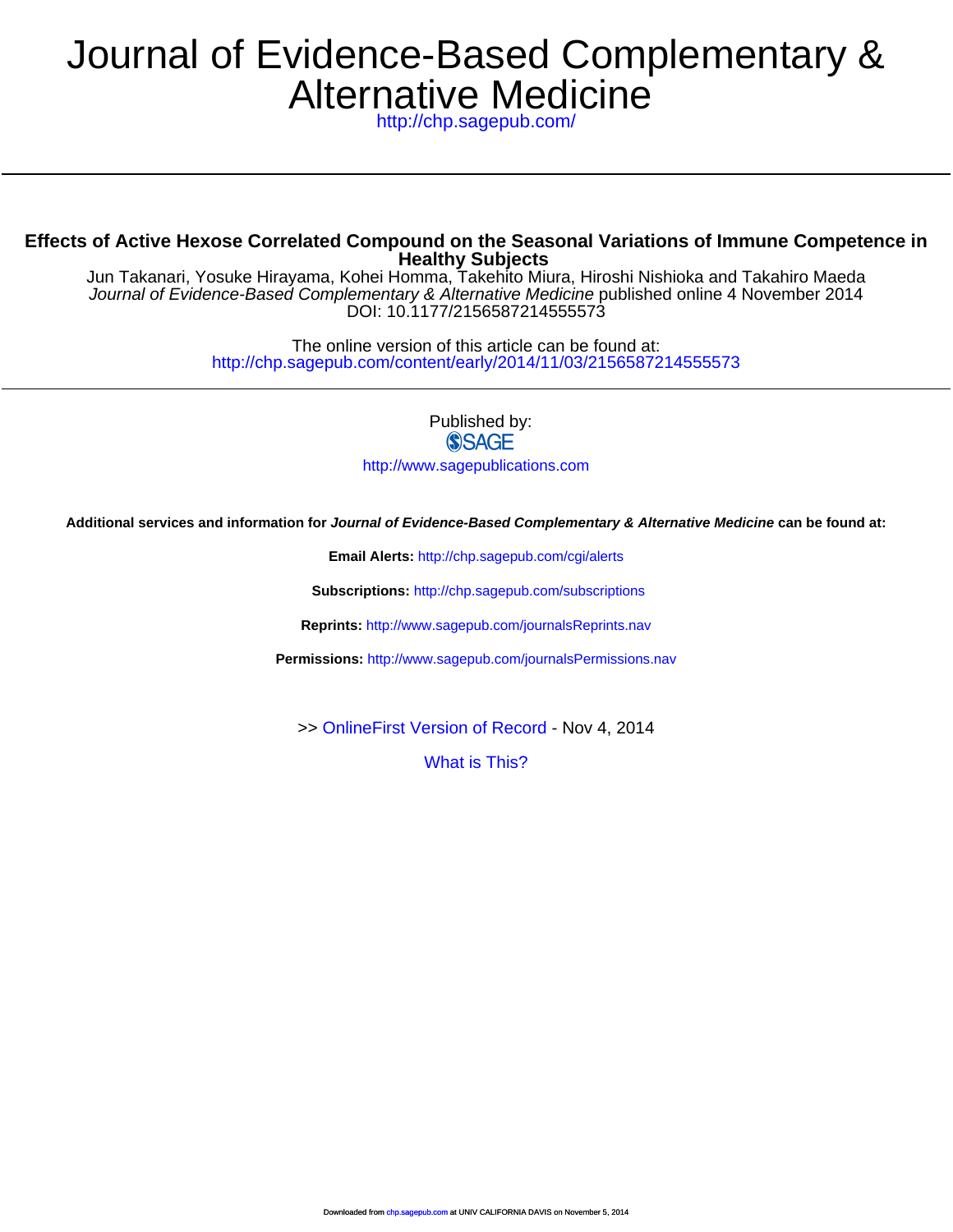# Journal of Evidence-Based Complementary & Alternative Medicine

http://chp.sagepub.com/

## Effects of Active Hexose Correlated Compound on the Seasonal Variations of Immune Competence in Healthy Subjects

Jun Takanari, Yosuke Hirayama, Kohei Homma, Takehito Miura, Hiroshi Nishioka and Takahiro Maeda

*Journal of Evidence-Based Complementary & Alternative Medicine* published online 4 November 2014

DOI: 10.1177/2156587214555573

The online version of this article can be found at:

http://chp.sagepub.com/content/early/2014/11/03/2156587214555573

Published by:

SAGE

http://www.sagepublications.com

**Additional services and information for *Journal of Evidence-Based Complementary & Alternative Medicine* can be found at:**

**Email Alerts:** http://chp.sagepub.com/cgi/alerts

**Subscriptions:** http://chp.sagepub.com/subscriptions

**Reprints:** http://www.sagepub.com/journalsReprints.nav

**Permissions:** http://www.sagepub.com/journalsPermissions.nav

>> OnlineFirst Version of Record - Nov 4, 2014

What is This?

Downloaded from chp.sagepub.com at UNIV CALIFORNIA DAVIS on November 5, 2014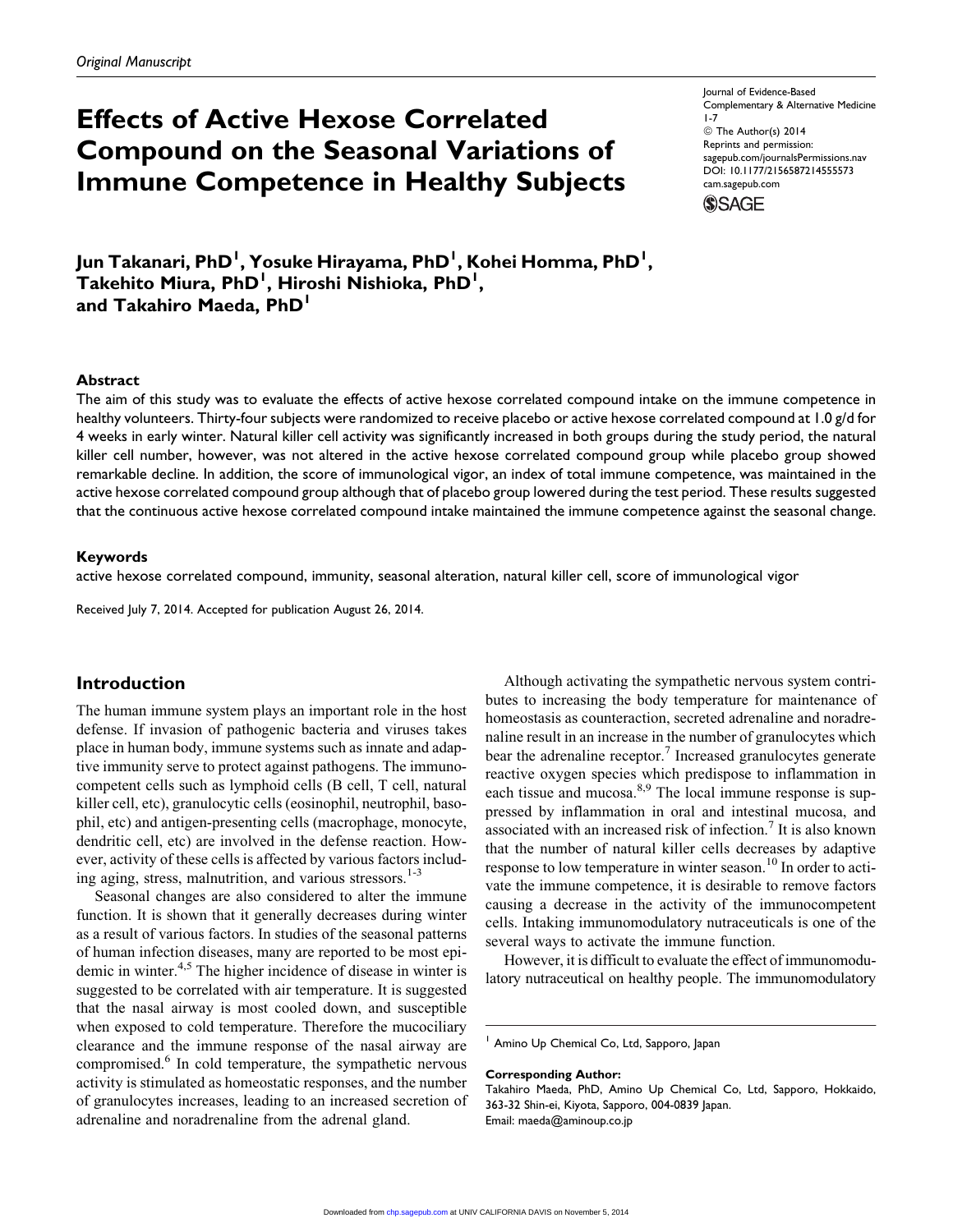Original Manuscript

# Effects of Active Hexose Correlated Compound on the Seasonal Variations of Immune Competence in Healthy Subjects

Journal of Evidence-Based Complementary & Alternative Medicine
1-7
© The Author(s) 2014
Reprints and permission: sagepub.com/journalsPermissions.nav
DOI: 10.1177/2156587214555573
cam.sagepub.com

**Jun Takanari, PhD[1], Yosuke Hirayama, PhD[1], Kohei Homma, PhD[1], Takehito Miura, PhD[1], Hiroshi Nishioka, PhD[1], and Takahiro Maeda, PhD[1]**

### Abstract

The aim of this study was to evaluate the effects of active hexose correlated compound intake on the immune competence in healthy volunteers. Thirty-four subjects were randomized to receive placebo or active hexose correlated compound at 1.0 g/d for 4 weeks in early winter. Natural killer cell activity was significantly increased in both groups during the study period, the natural killer cell number, however, was not altered in the active hexose correlated compound group while placebo group showed remarkable decline. In addition, the score of immunological vigor, an index of total immune competence, was maintained in the active hexose correlated compound group although that of placebo group lowered during the test period. These results suggested that the continuous active hexose correlated compound intake maintained the immune competence against the seasonal change.

### Keywords

active hexose correlated compound, immunity, seasonal alteration, natural killer cell, score of immunological vigor

Received July 7, 2014. Accepted for publication August 26, 2014.

## Introduction

The human immune system plays an important role in the host defense. If invasion of pathogenic bacteria and viruses takes place in human body, immune systems such as innate and adaptive immunity serve to protect against pathogens. The immunocompetent cells such as lymphoid cells (B cell, T cell, natural killer cell, etc), granulocytic cells (eosinophil, neutrophil, basophil, etc) and antigen-presenting cells (macrophage, monocyte, dendritic cell, etc) are involved in the defense reaction. However, activity of these cells is affected by various factors including aging, stress, malnutrition, and various stressors.[1-3]

Seasonal changes are also considered to alter the immune function. It is shown that it generally decreases during winter as a result of various factors. In studies of the seasonal patterns of human infection diseases, many are reported to be most epidemic in winter.[4,5] The higher incidence of disease in winter is suggested to be correlated with air temperature. It is suggested that the nasal airway is most cooled down, and susceptible when exposed to cold temperature. Therefore the mucociliary clearance and the immune response of the nasal airway are compromised.[6] In cold temperature, the sympathetic nervous activity is stimulated as homeostatic responses, and the number of granulocytes increases, leading to an increased secretion of adrenaline and noradrenaline from the adrenal gland.

Although activating the sympathetic nervous system contributes to increasing the body temperature for maintenance of homeostasis as counteraction, secreted adrenaline and noradrenaline result in an increase in the number of granulocytes which bear the adrenaline receptor.[7] Increased granulocytes generate reactive oxygen species which predispose to inflammation in each tissue and mucosa.[8,9] The local immune response is suppressed by inflammation in oral and intestinal mucosa, and associated with an increased risk of infection.[7] It is also known that the number of natural killer cells decreases by adaptive response to low temperature in winter season.[10] In order to activate the immune competence, it is desirable to remove factors causing a decrease in the activity of the immunocompetent cells. Intaking immunomodulatory nutraceuticals is one of the several ways to activate the immune function.

However, it is difficult to evaluate the effect of immunomodulatory nutraceutical on healthy people. The immunomodulatory

[1] Amino Up Chemical Co, Ltd, Sapporo, Japan

**Corresponding Author:**
Takahiro Maeda, PhD, Amino Up Chemical Co, Ltd, Sapporo, Hokkaido, 363-32 Shin-ei, Kiyota, Sapporo, 004-0839 Japan.
Email: maeda@aminoup.co.jp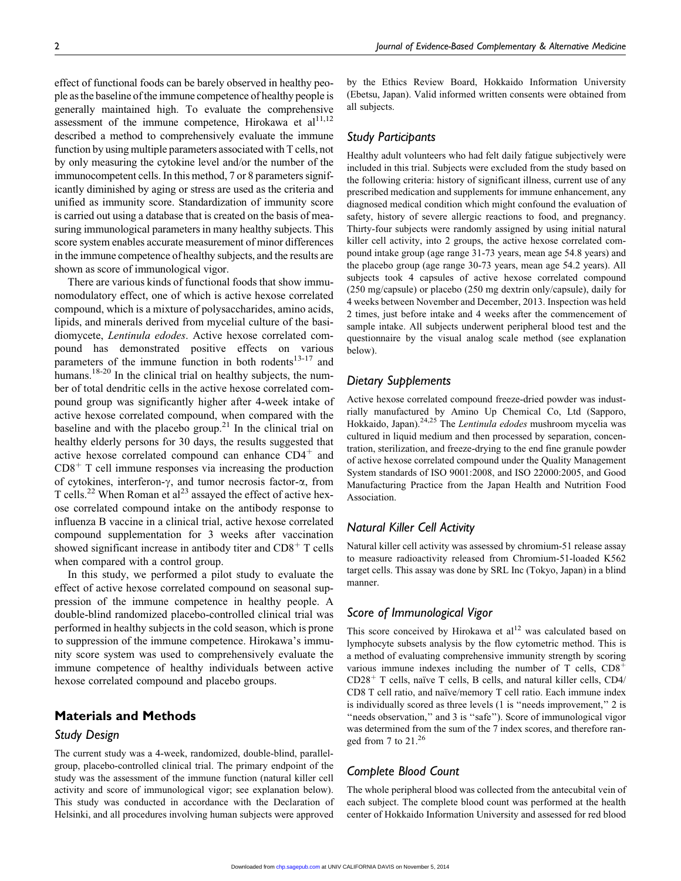effect of functional foods can be barely observed in healthy people as the baseline of the immune competence of healthy people is generally maintained high. To evaluate the comprehensive assessment of the immune competence, Hirokawa et al[11,12] described a method to comprehensively evaluate the immune function by using multiple parameters associated with T cells, not by only measuring the cytokine level and/or the number of the immunocompetent cells. In this method, 7 or 8 parameters significantly diminished by aging or stress are used as the criteria and unified as immunity score. Standardization of immunity score is carried out using a database that is created on the basis of measuring immunological parameters in many healthy subjects. This score system enables accurate measurement of minor differences in the immune competence of healthy subjects, and the results are shown as score of immunological vigor.

There are various kinds of functional foods that show immunomodulatory effect, one of which is active hexose correlated compound, which is a mixture of polysaccharides, amino acids, lipids, and minerals derived from mycelial culture of the basidiomycete, *Lentinula edodes*. Active hexose correlated compound has demonstrated positive effects on various parameters of the immune function in both rodents[13-17] and humans.[18-20] In the clinical trial on healthy subjects, the number of total dendritic cells in the active hexose correlated compound group was significantly higher after 4-week intake of active hexose correlated compound, when compared with the baseline and with the placebo group.[21] In the clinical trial on healthy elderly persons for 30 days, the results suggested that active hexose correlated compound can enhance $CD4^+$ and $CD8^+$ T cell immune responses via increasing the production of cytokines, interferon-$\gamma$, and tumor necrosis factor-$\alpha$, from T cells.[22] When Roman et al[23] assayed the effect of active hexose correlated compound intake on the antibody response to influenza B vaccine in a clinical trial, active hexose correlated compound supplementation for 3 weeks after vaccination showed significant increase in antibody titer and $CD8^+$ T cells when compared with a control group.

In this study, we performed a pilot study to evaluate the effect of active hexose correlated compound on seasonal suppression of the immune competence in healthy people. A double-blind randomized placebo-controlled clinical trial was performed in healthy subjects in the cold season, which is prone to suppression of the immune competence. Hirokawa's immunity score system was used to comprehensively evaluate the immune competence of healthy individuals between active hexose correlated compound and placebo groups.

## Materials and Methods

### Study Design

The current study was a 4-week, randomized, double-blind, parallel-group, placebo-controlled clinical trial. The primary endpoint of the study was the assessment of the immune function (natural killer cell activity and score of immunological vigor; see explanation below). This study was conducted in accordance with the Declaration of Helsinki, and all procedures involving human subjects were approved by the Ethics Review Board, Hokkaido Information University (Ebetsu, Japan). Valid informed written consents were obtained from all subjects.

### Study Participants

Healthy adult volunteers who had felt daily fatigue subjectively were included in this trial. Subjects were excluded from the study based on the following criteria: history of significant illness, current use of any prescribed medication and supplements for immune enhancement, any diagnosed medical condition which might confound the evaluation of safety, history of severe allergic reactions to food, and pregnancy. Thirty-four subjects were randomly assigned by using initial natural killer cell activity, into 2 groups, the active hexose correlated compound intake group (age range 31-73 years, mean age 54.8 years) and the placebo group (age range 30-73 years, mean age 54.2 years). All subjects took 4 capsules of active hexose correlated compound (250 mg/capsule) or placebo (250 mg dextrin only/capsule), daily for 4 weeks between November and December, 2013. Inspection was held 2 times, just before intake and 4 weeks after the commencement of sample intake. All subjects underwent peripheral blood test and the questionnaire by the visual analog scale method (see explanation below).

### Dietary Supplements

Active hexose correlated compound freeze-dried powder was industrially manufactured by Amino Up Chemical Co, Ltd (Sapporo, Hokkaido, Japan).[24,25] The *Lentinula edodes* mushroom mycelia was cultured in liquid medium and then processed by separation, concentration, sterilization, and freeze-drying to the end fine granule powder of active hexose correlated compound under the Quality Management System standards of ISO 9001:2008, and ISO 22000:2005, and Good Manufacturing Practice from the Japan Health and Nutrition Food Association.

### Natural Killer Cell Activity

Natural killer cell activity was assessed by chromium-51 release assay to measure radioactivity released from Chromium-51-loaded K562 target cells. This assay was done by SRL Inc (Tokyo, Japan) in a blind manner.

### Score of Immunological Vigor

This score conceived by Hirokawa et al[12] was calculated based on lymphocyte subsets analysis by the flow cytometric method. This is a method of evaluating comprehensive immunity strength by scoring various immune indexes including the number of T cells, $CD8^+$ $CD28^+$ T cells, naïve T cells, B cells, and natural killer cells, CD4/CD8 T cell ratio, and naïve/memory T cell ratio. Each immune index is individually scored as three levels (1 is "needs improvement," 2 is "needs observation," and 3 is "safe"). Score of immunological vigor was determined from the sum of the 7 index scores, and therefore ranged from 7 to 21.[26]

### Complete Blood Count

The whole peripheral blood was collected from the antecubital vein of each subject. The complete blood count was performed at the health center of Hokkaido Information University and assessed for red blood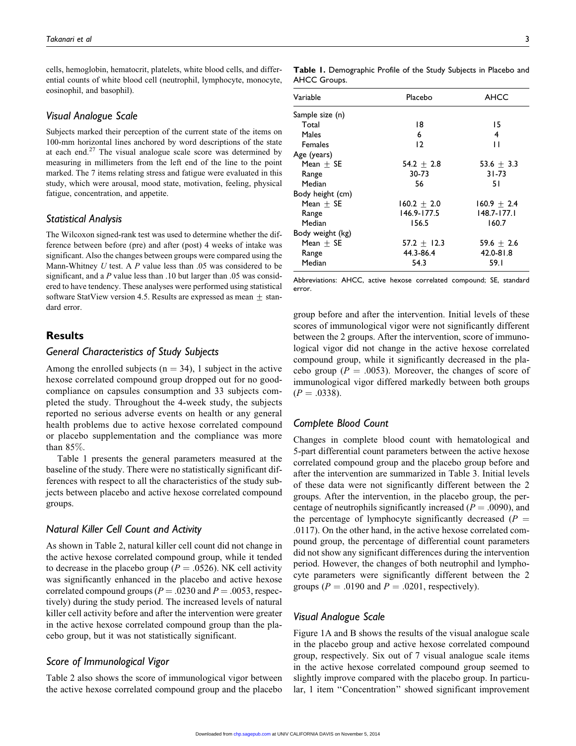cells, hemoglobin, hematocrit, platelets, white blood cells, and differential counts of white blood cell (neutrophil, lymphocyte, monocyte, eosinophil, and basophil).

### *Visual Analogue Scale*

Subjects marked their perception of the current state of the items on 100-mm horizontal lines anchored by word descriptions of the state at each end.[27] The visual analogue scale score was determined by measuring in millimeters from the left end of the line to the point marked. The 7 items relating stress and fatigue were evaluated in this study, which were arousal, mood state, motivation, feeling, physical fatigue, concentration, and appetite.

### *Statistical Analysis*

The Wilcoxon signed-rank test was used to determine whether the difference between before (pre) and after (post) 4 weeks of intake was significant. Also the changes between groups were compared using the Mann-Whitney *U* test. A *P* value less than .05 was considered to be significant, and a *P* value less than .10 but larger than .05 was considered to have tendency. These analyses were performed using statistical software StatView version 4.5. Results are expressed as mean ± standard error.

## Results

### *General Characteristics of Study Subjects*

Among the enrolled subjects (n = 34), 1 subject in the active hexose correlated compound group dropped out for no good-compliance on capsules consumption and 33 subjects completed the study. Throughout the 4-week study, the subjects reported no serious adverse events on health or any general health problems due to active hexose correlated compound or placebo supplementation and the compliance was more than 85%.

Table 1 presents the general parameters measured at the baseline of the study. There were no statistically significant differences with respect to all the characteristics of the study subjects between placebo and active hexose correlated compound groups.

### *Natural Killer Cell Count and Activity*

As shown in Table 2, natural killer cell count did not change in the active hexose correlated compound group, while it tended to decrease in the placebo group (*P* = .0526). NK cell activity was significantly enhanced in the placebo and active hexose correlated compound groups (*P* = .0230 and *P* = .0053, respectively) during the study period. The increased levels of natural killer cell activity before and after the intervention were greater in the active hexose correlated compound group than the placebo group, but it was not statistically significant.

### *Score of Immunological Vigor*

Table 2 also shows the score of immunological vigor between the active hexose correlated compound group and the placebo group before and after the intervention. Initial levels of these scores of immunological vigor were not significantly different between the 2 groups. After the intervention, score of immunological vigor did not change in the active hexose correlated compound group, while it significantly decreased in the placebo group (*P* = .0053). Moreover, the changes of score of immunological vigor differed markedly between both groups (*P* = .0338).

**Table 1.** Demographic Profile of the Study Subjects in Placebo and AHCC Groups.

| Variable | Placebo | AHCC |
|---|---|---|
| Sample size (n) | | |
| Total | 18 | 15 |
| Males | 6 | 4 |
| Females | 12 | 11 |
| Age (years) | | |
| Mean ± SE | 54.2 ± 2.8 | 53.6 ± 3.3 |
| Range | 30-73 | 31-73 |
| Median | 56 | 51 |
| Body height (cm) | | |
| Mean ± SE | 160.2 ± 2.0 | 160.9 ± 2.4 |
| Range | 146.9-177.5 | 148.7-177.1 |
| Median | 156.5 | 160.7 |
| Body weight (kg) | | |
| Mean ± SE | 57.2 ± 12.3 | 59.6 ± 2.6 |
| Range | 44.3-86.4 | 42.0-81.8 |
| Median | 54.3 | 59.1 |

Abbreviations: AHCC, active hexose correlated compound; SE, standard error.

### *Complete Blood Count*

Changes in complete blood count with hematological and 5-part differential count parameters between the active hexose correlated compound group and the placebo group before and after the intervention are summarized in Table 3. Initial levels of these data were not significantly different between the 2 groups. After the intervention, in the placebo group, the percentage of neutrophils significantly increased (*P* = .0090), and the percentage of lymphocyte significantly decreased (*P* = .0117). On the other hand, in the active hexose correlated compound group, the percentage of differential count parameters did not show any significant differences during the intervention period. However, the changes of both neutrophil and lymphocyte parameters were significantly different between the 2 groups (*P* = .0190 and *P* = .0201, respectively).

### *Visual Analogue Scale*

Figure 1A and B shows the results of the visual analogue scale in the placebo group and active hexose correlated compound group, respectively. Six out of 7 visual analogue scale items in the active hexose correlated compound group seemed to slightly improve compared with the placebo group. In particular, 1 item "Concentration" showed significant improvement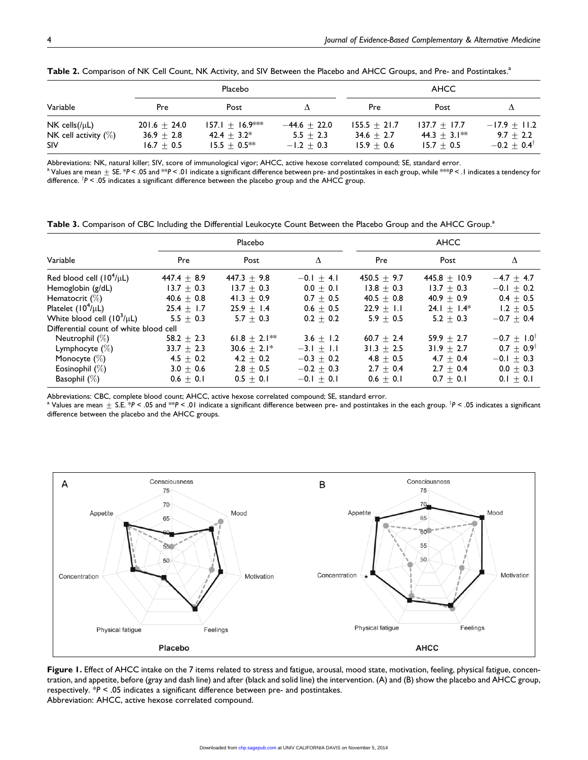**Table 2.** Comparison of NK Cell Count, NK Activity, and SIV Between the Placebo and AHCC Groups, and Pre- and Postintakes.[a]

| Variable | Placebo | | | AHCC | | |
|---|---|---|---|---|---|---|
| | Pre | Post | Δ | Pre | Post | Δ |
| NK cells(/μL) | 201.6 ± 24.0 | 157.1 ± 16.9*** | −44.6 ± 22.0 | 155.5 ± 21.7 | 137.7 ± 17.7 | −17.9 ± 11.2 |
| NK cell activity (%) | 36.9 ± 2.8 | 42.4 ± 3.2* | 5.5 ± 2.3 | 34.6 ± 2.7 | 44.3 ± 3.1** | 9.7 ± 2.2 |
| SIV | 16.7 ± 0.5 | 15.5 ± 0.5** | −1.2 ± 0.3 | 15.9 ± 0.6 | 15.7 ± 0.5 | −0.2 ± 0.4[†] |

Abbreviations: NK, natural killer; SIV, score of immunological vigor; AHCC, active hexose correlated compound; SE, standard error.
[a] Values are mean ± SE. *P < .05 and **P < .01 indicate a significant difference between pre- and postintakes in each group, while ***P < .1 indicates a tendency for difference. [†]P < .05 indicates a significant difference between the placebo group and the AHCC group.

**Table 3.** Comparison of CBC Including the Differential Leukocyte Count Between the Placebo Group and the AHCC Group.[a]

| Variable | Placebo | | | AHCC | | |
|---|---|---|---|---|---|---|
| | Pre | Post | Δ | Pre | Post | Δ |
| Red blood cell ($10^4$/μL) | 447.4 ± 8.9 | 447.3 ± 9.8 | −0.1 ± 4.1 | 450.5 ± 9.7 | 445.8 ± 10.9 | −4.7 ± 4.7 |
| Hemoglobin (g/dL) | 13.7 ± 0.3 | 13.7 ± 0.3 | 0.0 ± 0.1 | 13.8 ± 0.3 | 13.7 ± 0.3 | −0.1 ± 0.2 |
| Hematocrit (%) | 40.6 ± 0.8 | 41.3 ± 0.9 | 0.7 ± 0.5 | 40.5 ± 0.8 | 40.9 ± 0.9 | 0.4 ± 0.5 |
| Platelet ($10^4$/μL) | 25.4 ± 1.7 | 25.9 ± 1.4 | 0.6 ± 0.5 | 22.9 ± 1.1 | 24.1 ± 1.4* | 1.2 ± 0.5 |
| White blood cell ($10^3$/μL) | 5.5 ± 0.3 | 5.7 ± 0.3 | 0.2 ± 0.2 | 5.9 ± 0.5 | 5.2 ± 0.3 | −0.7 ± 0.4 |
| Differential count of white blood cell | | | | | | |
| Neutrophil (%) | 58.2 ± 2.3 | 61.8 ± 2.1** | 3.6 ± 1.2 | 60.7 ± 2.4 | 59.9 ± 2.7 | −0.7 ± 1.0[†] |
| Lymphocyte (%) | 33.7 ± 2.3 | 30.6 ± 2.1* | −3.1 ± 1.1 | 31.3 ± 2.5 | 31.9 ± 2.7 | 0.7 ± 0.9[†] |
| Monocyte (%) | 4.5 ± 0.2 | 4.2 ± 0.2 | −0.3 ± 0.2 | 4.8 ± 0.5 | 4.7 ± 0.4 | −0.1 ± 0.3 |
| Eosinophil (%) | 3.0 ± 0.6 | 2.8 ± 0.5 | −0.2 ± 0.3 | 2.7 ± 0.4 | 2.7 ± 0.4 | 0.0 ± 0.3 |
| Basophil (%) | 0.6 ± 0.1 | 0.5 ± 0.1 | −0.1 ± 0.1 | 0.6 ± 0.1 | 0.7 ± 0.1 | 0.1 ± 0.1 |

Abbreviations: CBC, complete blood count; AHCC, active hexose correlated compound; SE, standard error.
[a] Values are mean ± S.E. *P < .05 and **P < .01 indicate a significant difference between pre- and postintakes in the each group. [†]P < .05 indicates a significant difference between the placebo and the AHCC groups.

**Figure 1.** Effect of AHCC intake on the 7 items related to stress and fatigue, arousal, mood state, motivation, feeling, physical fatigue, concentration, and appetite, before (gray and dash line) and after (black and solid line) the intervention. (A) and (B) show the placebo and AHCC group, respectively. *P < .05 indicates a significant difference between pre- and postintakes.
Abbreviation: AHCC, active hexose correlated compound.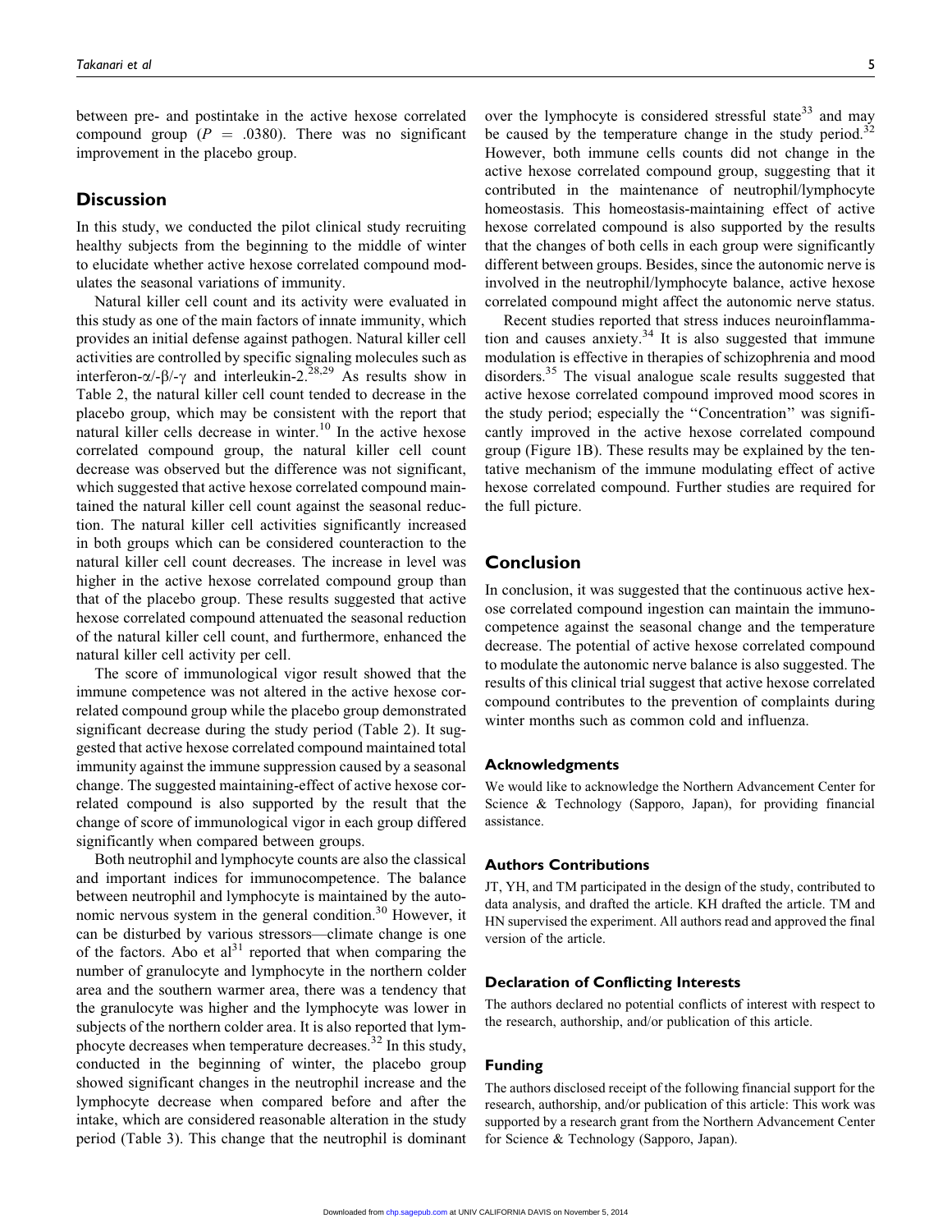between pre- and postintake in the active hexose correlated compound group ($P = .0380$). There was no significant improvement in the placebo group.

## Discussion

In this study, we conducted the pilot clinical study recruiting healthy subjects from the beginning to the middle of winter to elucidate whether active hexose correlated compound modulates the seasonal variations of immunity.

Natural killer cell count and its activity were evaluated in this study as one of the main factors of innate immunity, which provides an initial defense against pathogen. Natural killer cell activities are controlled by specific signaling molecules such as interferon-$\alpha$/-$\beta$/-$\gamma$ and interleukin-2.[28,29] As results show in Table 2, the natural killer cell count tended to decrease in the placebo group, which may be consistent with the report that natural killer cells decrease in winter.[10] In the active hexose correlated compound group, the natural killer cell count decrease was observed but the difference was not significant, which suggested that active hexose correlated compound maintained the natural killer cell count against the seasonal reduction. The natural killer cell activities significantly increased in both groups which can be considered counteraction to the natural killer cell count decreases. The increase in level was higher in the active hexose correlated compound group than that of the placebo group. These results suggested that active hexose correlated compound attenuated the seasonal reduction of the natural killer cell count, and furthermore, enhanced the natural killer cell activity per cell.

The score of immunological vigor result showed that the immune competence was not altered in the active hexose correlated compound group while the placebo group demonstrated significant decrease during the study period (Table 2). It suggested that active hexose correlated compound maintained total immunity against the immune suppression caused by a seasonal change. The suggested maintaining-effect of active hexose correlated compound is also supported by the result that the change of score of immunological vigor in each group differed significantly when compared between groups.

Both neutrophil and lymphocyte counts are also the classical and important indices for immunocompetence. The balance between neutrophil and lymphocyte is maintained by the autonomic nervous system in the general condition.[30] However, it can be disturbed by various stressors—climate change is one of the factors. Abo et al[31] reported that when comparing the number of granulocyte and lymphocyte in the northern colder area and the southern warmer area, there was a tendency that the granulocyte was higher and the lymphocyte was lower in subjects of the northern colder area. It is also reported that lymphocyte decreases when temperature decreases.[32] In this study, conducted in the beginning of winter, the placebo group showed significant changes in the neutrophil increase and the lymphocyte decrease when compared before and after the intake, which are considered reasonable alteration in the study period (Table 3). This change that the neutrophil is dominant over the lymphocyte is considered stressful state[33] and may be caused by the temperature change in the study period.[32] However, both immune cells counts did not change in the active hexose correlated compound group, suggesting that it contributed in the maintenance of neutrophil/lymphocyte homeostasis. This homeostasis-maintaining effect of active hexose correlated compound is also supported by the results that the changes of both cells in each group were significantly different between groups. Besides, since the autonomic nerve is involved in the neutrophil/lymphocyte balance, active hexose correlated compound might affect the autonomic nerve status.

Recent studies reported that stress induces neuroinflammation and causes anxiety.[34] It is also suggested that immune modulation is effective in therapies of schizophrenia and mood disorders.[35] The visual analogue scale results suggested that active hexose correlated compound improved mood scores in the study period; especially the "Concentration" was significantly improved in the active hexose correlated compound group (Figure 1B). These results may be explained by the tentative mechanism of the immune modulating effect of active hexose correlated compound. Further studies are required for the full picture.

## Conclusion

In conclusion, it was suggested that the continuous active hexose correlated compound ingestion can maintain the immunocompetence against the seasonal change and the temperature decrease. The potential of active hexose correlated compound to modulate the autonomic nerve balance is also suggested. The results of this clinical trial suggest that active hexose correlated compound contributes to the prevention of complaints during winter months such as common cold and influenza.

### Acknowledgments

We would like to acknowledge the Northern Advancement Center for Science & Technology (Sapporo, Japan), for providing financial assistance.

### Authors Contributions

JT, YH, and TM participated in the design of the study, contributed to data analysis, and drafted the article. KH drafted the article. TM and HN supervised the experiment. All authors read and approved the final version of the article.

### Declaration of Conflicting Interests

The authors declared no potential conflicts of interest with respect to the research, authorship, and/or publication of this article.

### Funding

The authors disclosed receipt of the following financial support for the research, authorship, and/or publication of this article: This work was supported by a research grant from the Northern Advancement Center for Science & Technology (Sapporo, Japan).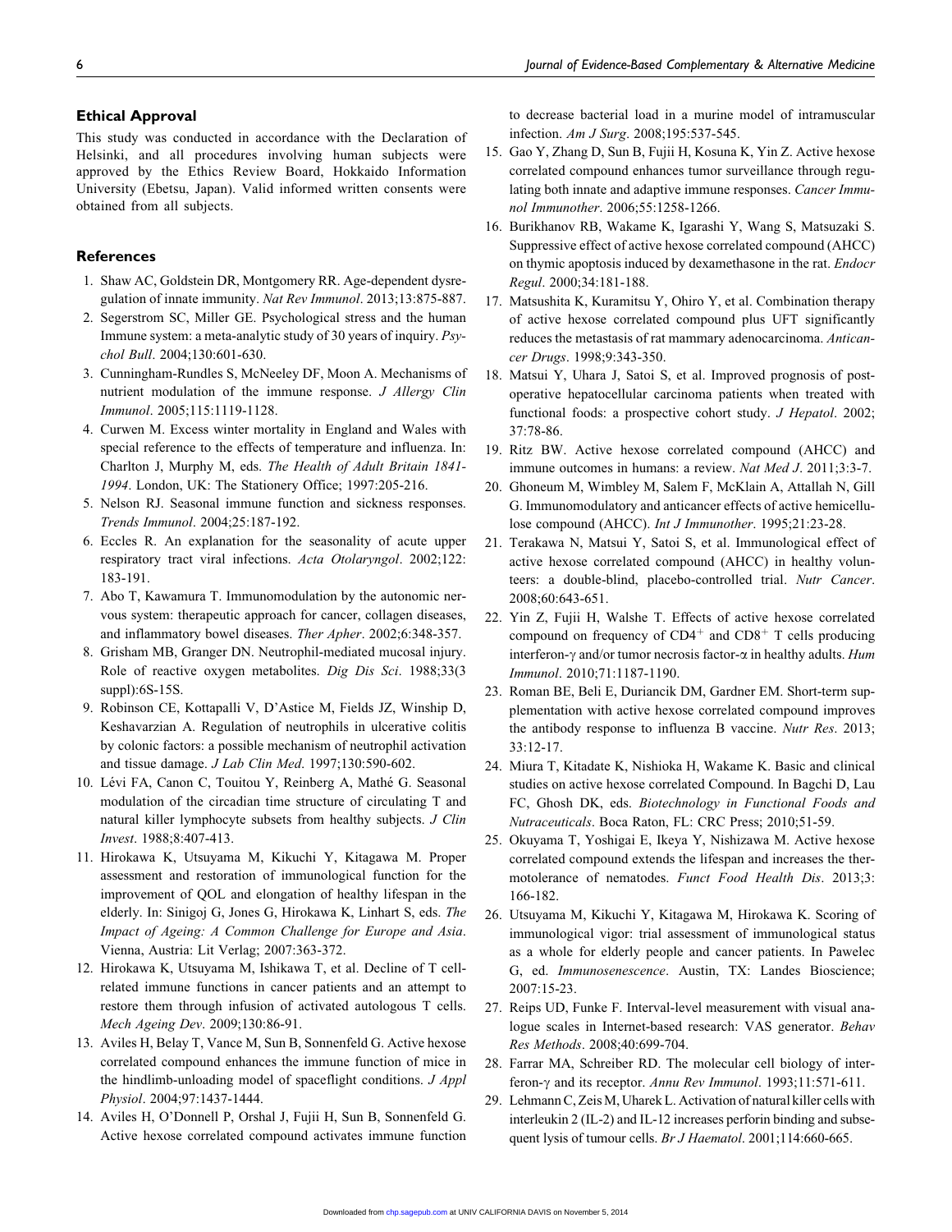## Ethical Approval

This study was conducted in accordance with the Declaration of Helsinki, and all procedures involving human subjects were approved by the Ethics Review Board, Hokkaido Information University (Ebetsu, Japan). Valid informed written consents were obtained from all subjects.

## References

1. Shaw AC, Goldstein DR, Montgomery RR. Age-dependent dysregulation of innate immunity. *Nat Rev Immunol*. 2013;13:875-887.
2. Segerstrom SC, Miller GE. Psychological stress and the human Immune system: a meta-analytic study of 30 years of inquiry. *Psychol Bull*. 2004;130:601-630.
3. Cunningham-Rundles S, McNeeley DF, Moon A. Mechanisms of nutrient modulation of the immune response. *J Allergy Clin Immunol*. 2005;115:1119-1128.
4. Curwen M. Excess winter mortality in England and Wales with special reference to the effects of temperature and influenza. In: Charlton J, Murphy M, eds. *The Health of Adult Britain 1841-1994*. London, UK: The Stationery Office; 1997:205-216.
5. Nelson RJ. Seasonal immune function and sickness responses. *Trends Immunol*. 2004;25:187-192.
6. Eccles R. An explanation for the seasonality of acute upper respiratory tract viral infections. *Acta Otolaryngol*. 2002;122:183-191.
7. Abo T, Kawamura T. Immunomodulation by the autonomic nervous system: therapeutic approach for cancer, collagen diseases, and inflammatory bowel diseases. *Ther Apher*. 2002;6:348-357.
8. Grisham MB, Granger DN. Neutrophil-mediated mucosal injury. Role of reactive oxygen metabolites. *Dig Dis Sci*. 1988;33(3 suppl):6S-15S.
9. Robinson CE, Kottapalli V, D'Astice M, Fields JZ, Winship D, Keshavarzian A. Regulation of neutrophils in ulcerative colitis by colonic factors: a possible mechanism of neutrophil activation and tissue damage. *J Lab Clin Med*. 1997;130:590-602.
10. Lévi FA, Canon C, Touitou Y, Reinberg A, Mathé G. Seasonal modulation of the circadian time structure of circulating T and natural killer lymphocyte subsets from healthy subjects. *J Clin Invest*. 1988;8:407-413.
11. Hirokawa K, Utsuyama M, Kikuchi Y, Kitagawa M. Proper assessment and restoration of immunological function for the improvement of QOL and elongation of healthy lifespan in the elderly. In: Sinigoj G, Jones G, Hirokawa K, Linhart S, eds. *The Impact of Ageing: A Common Challenge for Europe and Asia*. Vienna, Austria: Lit Verlag; 2007:363-372.
12. Hirokawa K, Utsuyama M, Ishikawa T, et al. Decline of T cell-related immune functions in cancer patients and an attempt to restore them through infusion of activated autologous T cells. *Mech Ageing Dev*. 2009;130:86-91.
13. Aviles H, Belay T, Vance M, Sun B, Sonnenfeld G. Active hexose correlated compound enhances the immune function of mice in the hindlimb-unloading model of spaceflight conditions. *J Appl Physiol*. 2004;97:1437-1444.
14. Aviles H, O'Donnell P, Orshal J, Fujii H, Sun B, Sonnenfeld G. Active hexose correlated compound activates immune function to decrease bacterial load in a murine model of intramuscular infection. *Am J Surg*. 2008;195:537-545.
15. Gao Y, Zhang D, Sun B, Fujii H, Kosuna K, Yin Z. Active hexose correlated compound enhances tumor surveillance through regulating both innate and adaptive immune responses. *Cancer Immunol Immunother*. 2006;55:1258-1266.
16. Burikhanov RB, Wakame K, Igarashi Y, Wang S, Matsuzaki S. Suppressive effect of active hexose correlated compound (AHCC) on thymic apoptosis induced by dexamethasone in the rat. *Endocr Regul*. 2000;34:181-188.
17. Matsushita K, Kuramitsu Y, Ohiro Y, et al. Combination therapy of active hexose correlated compound plus UFT significantly reduces the metastasis of rat mammary adenocarcinoma. *Anticancer Drugs*. 1998;9:343-350.
18. Matsui Y, Uhara J, Satoi S, et al. Improved prognosis of post-operative hepatocellular carcinoma patients when treated with functional foods: a prospective cohort study. *J Hepatol*. 2002;37:78-86.
19. Ritz BW. Active hexose correlated compound (AHCC) and immune outcomes in humans: a review. *Nat Med J*. 2011;3:3-7.
20. Ghoneum M, Wimbley M, Salem F, McKlain A, Attallah N, Gill G. Immunomodulatory and anticancer effects of active hemicellulose compound (AHCC). *Int J Immunother*. 1995;21:23-28.
21. Terakawa N, Matsui Y, Satoi S, et al. Immunological effect of active hexose correlated compound (AHCC) in healthy volunteers: a double-blind, placebo-controlled trial. *Nutr Cancer*. 2008;60:643-651.
22. Yin Z, Fujii H, Walshe T. Effects of active hexose correlated compound on frequency of $CD4^+$ and $CD8^+$ T cells producing interferon-$\gamma$ and/or tumor necrosis factor-$\alpha$ in healthy adults. *Hum Immunol*. 2010;71:1187-1190.
23. Roman BE, Beli E, Duriancik DM, Gardner EM. Short-term supplementation with active hexose correlated compound improves the antibody response to influenza B vaccine. *Nutr Res*. 2013;33:12-17.
24. Miura T, Kitadate K, Nishioka H, Wakame K. Basic and clinical studies on active hexose correlated Compound. In Bagchi D, Lau FC, Ghosh DK, eds. *Biotechnology in Functional Foods and Nutraceuticals*. Boca Raton, FL: CRC Press; 2010;51-59.
25. Okuyama T, Yoshigai E, Ikeya Y, Nishizawa M. Active hexose correlated compound extends the lifespan and increases the thermotolerance of nematodes. *Funct Food Health Dis*. 2013;3:166-182.
26. Utsuyama M, Kikuchi Y, Kitagawa M, Hirokawa K. Scoring of immunological vigor: trial assessment of immunological status as a whole for elderly people and cancer patients. In Pawelec G, ed. *Immunosenescence*. Austin, TX: Landes Bioscience; 2007:15-23.
27. Reips UD, Funke F. Interval-level measurement with visual analogue scales in Internet-based research: VAS generator. *Behav Res Methods*. 2008;40:699-704.
28. Farrar MA, Schreiber RD. The molecular cell biology of interferon-$\gamma$ and its receptor. *Annu Rev Immunol*. 1993;11:571-611.
29. Lehmann C, Zeis M, Uharek L. Activation of natural killer cells with interleukin 2 (IL-2) and IL-12 increases perforin binding and subsequent lysis of tumour cells. *Br J Haematol*. 2001;114:660-665.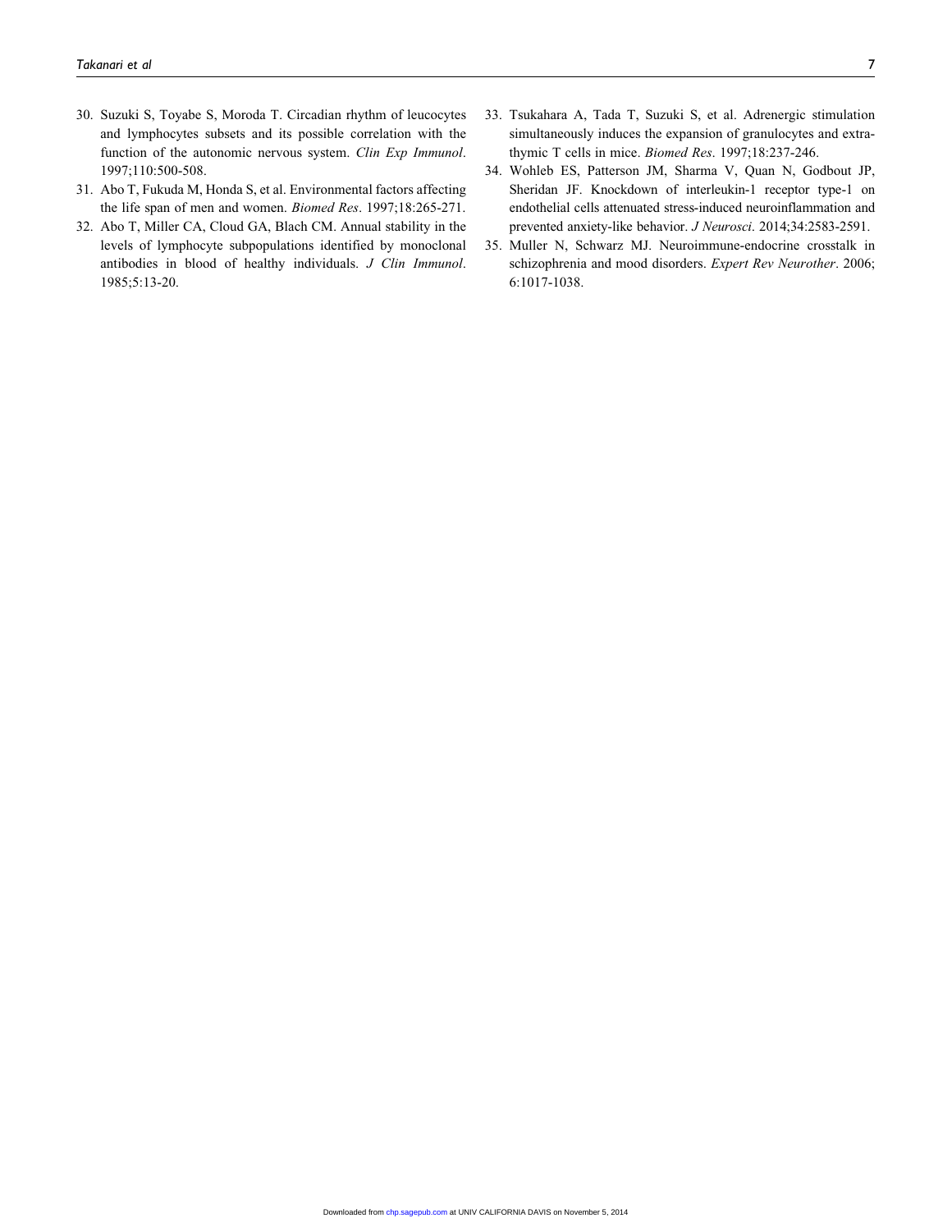30. Suzuki S, Toyabe S, Moroda T. Circadian rhythm of leucocytes and lymphocytes subsets and its possible correlation with the function of the autonomic nervous system. *Clin Exp Immunol*. 1997;110:500-508.
31. Abo T, Fukuda M, Honda S, et al. Environmental factors affecting the life span of men and women. *Biomed Res*. 1997;18:265-271.
32. Abo T, Miller CA, Cloud GA, Blach CM. Annual stability in the levels of lymphocyte subpopulations identified by monoclonal antibodies in blood of healthy individuals. *J Clin Immunol*. 1985;5:13-20.
33. Tsukahara A, Tada T, Suzuki S, et al. Adrenergic stimulation simultaneously induces the expansion of granulocytes and extrathymic T cells in mice. *Biomed Res*. 1997;18:237-246.
34. Wohleb ES, Patterson JM, Sharma V, Quan N, Godbout JP, Sheridan JF. Knockdown of interleukin-1 receptor type-1 on endothelial cells attenuated stress-induced neuroinflammation and prevented anxiety-like behavior. *J Neurosci*. 2014;34:2583-2591.
35. Muller N, Schwarz MJ. Neuroimmune-endocrine crosstalk in schizophrenia and mood disorders. *Expert Rev Neurother*. 2006; 6:1017-1038.